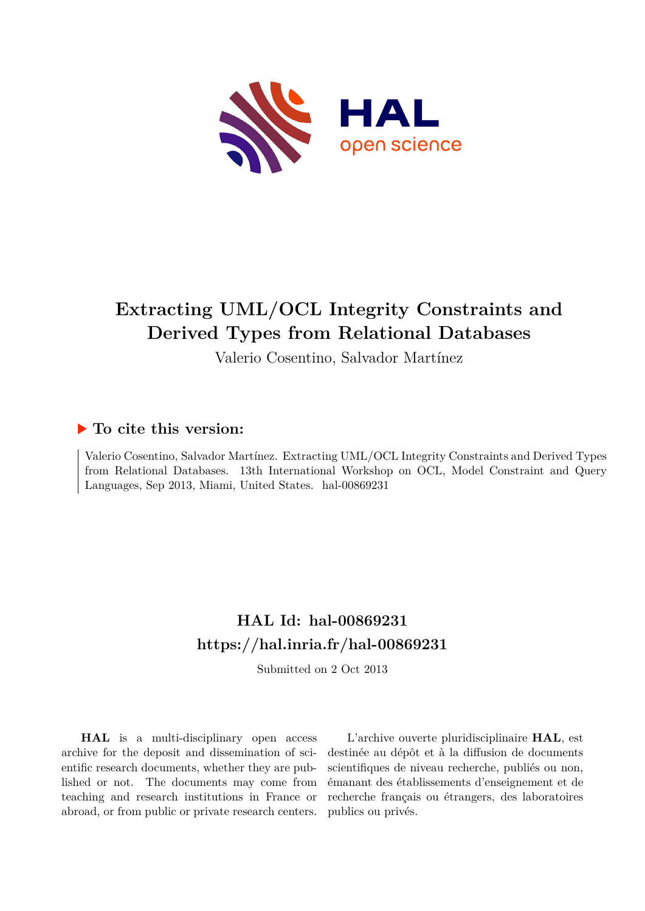# Extracting UML/OCL Integrity Constraints and Derived Types from Relational Databases

Valerio Cosentino, Salvador Martínez

## ▶ To cite this version:

Valerio Cosentino, Salvador Martínez. Extracting UML/OCL Integrity Constraints and Derived Types from Relational Databases. 13th International Workshop on OCL, Model Constraint and Query Languages, Sep 2013, Miami, United States. hal-00869231

## HAL Id: hal-00869231

## https://hal.inria.fr/hal-00869231

Submitted on 2 Oct 2013

**HAL** is a multi-disciplinary open access archive for the deposit and dissemination of scientific research documents, whether they are published or not. The documents may come from teaching and research institutions in France or abroad, or from public or private research centers.

L'archive ouverte pluridisciplinaire **HAL**, est destinée au dépôt et à la diffusion de documents scientifiques de niveau recherche, publiés ou non, émanant des établissements d'enseignement et de recherche français ou étrangers, des laboratoires publics ou privés.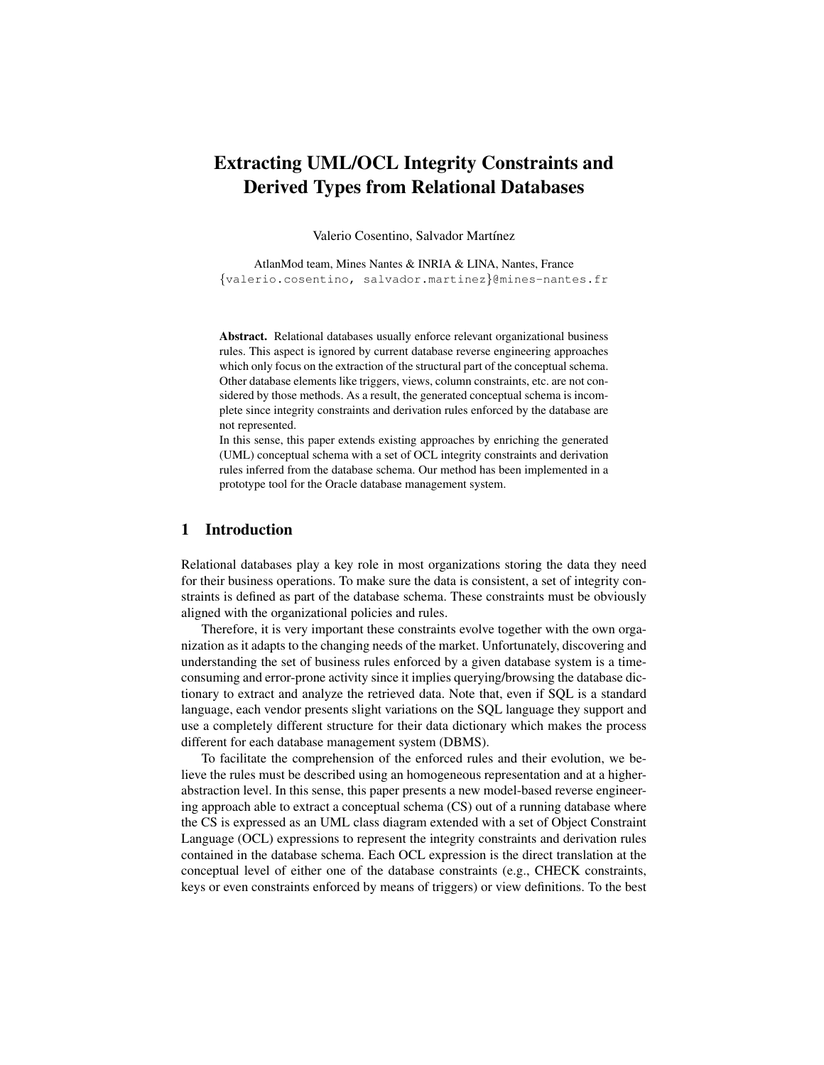# Extracting UML/OCL Integrity Constraints and Derived Types from Relational Databases

Valerio Cosentino, Salvador Martínez

AtlanMod team, Mines Nantes & INRIA & LINA, Nantes, France
{valerio.cosentino, salvador.martinez}@mines-nantes.fr

**Abstract.** Relational databases usually enforce relevant organizational business rules. This aspect is ignored by current database reverse engineering approaches which only focus on the extraction of the structural part of the conceptual schema. Other database elements like triggers, views, column constraints, etc. are not considered by those methods. As a result, the generated conceptual schema is incomplete since integrity constraints and derivation rules enforced by the database are not represented.
In this sense, this paper extends existing approaches by enriching the generated (UML) conceptual schema with a set of OCL integrity constraints and derivation rules inferred from the database schema. Our method has been implemented in a prototype tool for the Oracle database management system.

## 1 Introduction

Relational databases play a key role in most organizations storing the data they need for their business operations. To make sure the data is consistent, a set of integrity constraints is defined as part of the database schema. These constraints must be obviously aligned with the organizational policies and rules.

Therefore, it is very important these constraints evolve together with the own organization as it adapts to the changing needs of the market. Unfortunately, discovering and understanding the set of business rules enforced by a given database system is a time-consuming and error-prone activity since it implies querying/browsing the database dictionary to extract and analyze the retrieved data. Note that, even if SQL is a standard language, each vendor presents slight variations on the SQL language they support and use a completely different structure for their data dictionary which makes the process different for each database management system (DBMS).

To facilitate the comprehension of the enforced rules and their evolution, we believe the rules must be described using an homogeneous representation and at a higher-abstraction level. In this sense, this paper presents a new model-based reverse engineering approach able to extract a conceptual schema (CS) out of a running database where the CS is expressed as an UML class diagram extended with a set of Object Constraint Language (OCL) expressions to represent the integrity constraints and derivation rules contained in the database schema. Each OCL expression is the direct translation at the conceptual level of either one of the database constraints (e.g., CHECK constraints, keys or even constraints enforced by means of triggers) or view definitions. To the best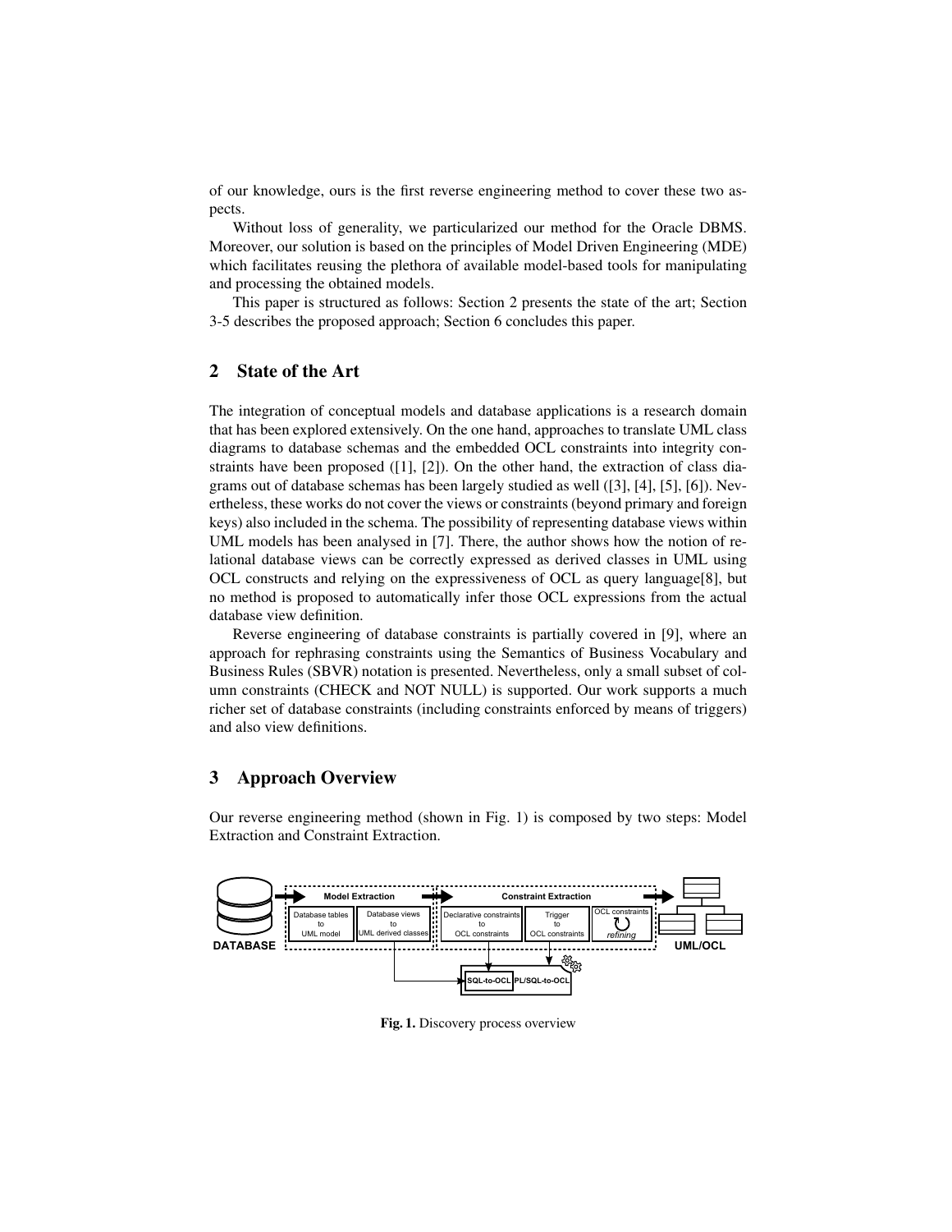of our knowledge, ours is the first reverse engineering method to cover these two aspects.

Without loss of generality, we particularized our method for the Oracle DBMS. Moreover, our solution is based on the principles of Model Driven Engineering (MDE) which facilitates reusing the plethora of available model-based tools for manipulating and processing the obtained models.

This paper is structured as follows: Section 2 presents the state of the art; Section 3-5 describes the proposed approach; Section 6 concludes this paper.

## 2 State of the Art

The integration of conceptual models and database applications is a research domain that has been explored extensively. On the one hand, approaches to translate UML class diagrams to database schemas and the embedded OCL constraints into integrity constraints have been proposed ([1], [2]). On the other hand, the extraction of class diagrams out of database schemas has been largely studied as well ([3], [4], [5], [6]). Nevertheless, these works do not cover the views or constraints (beyond primary and foreign keys) also included in the schema. The possibility of representing database views within UML models has been analysed in [7]. There, the author shows how the notion of relational database views can be correctly expressed as derived classes in UML using OCL constructs and relying on the expressiveness of OCL as query language[8], but no method is proposed to automatically infer those OCL expressions from the actual database view definition.

Reverse engineering of database constraints is partially covered in [9], where an approach for rephrasing constraints using the Semantics of Business Vocabulary and Business Rules (SBVR) notation is presented. Nevertheless, only a small subset of column constraints (CHECK and NOT NULL) is supported. Our work supports a much richer set of database constraints (including constraints enforced by means of triggers) and also view definitions.

## 3 Approach Overview

Our reverse engineering method (shown in Fig. 1) is composed by two steps: Model Extraction and Constraint Extraction.

**Fig. 1.** Discovery process overview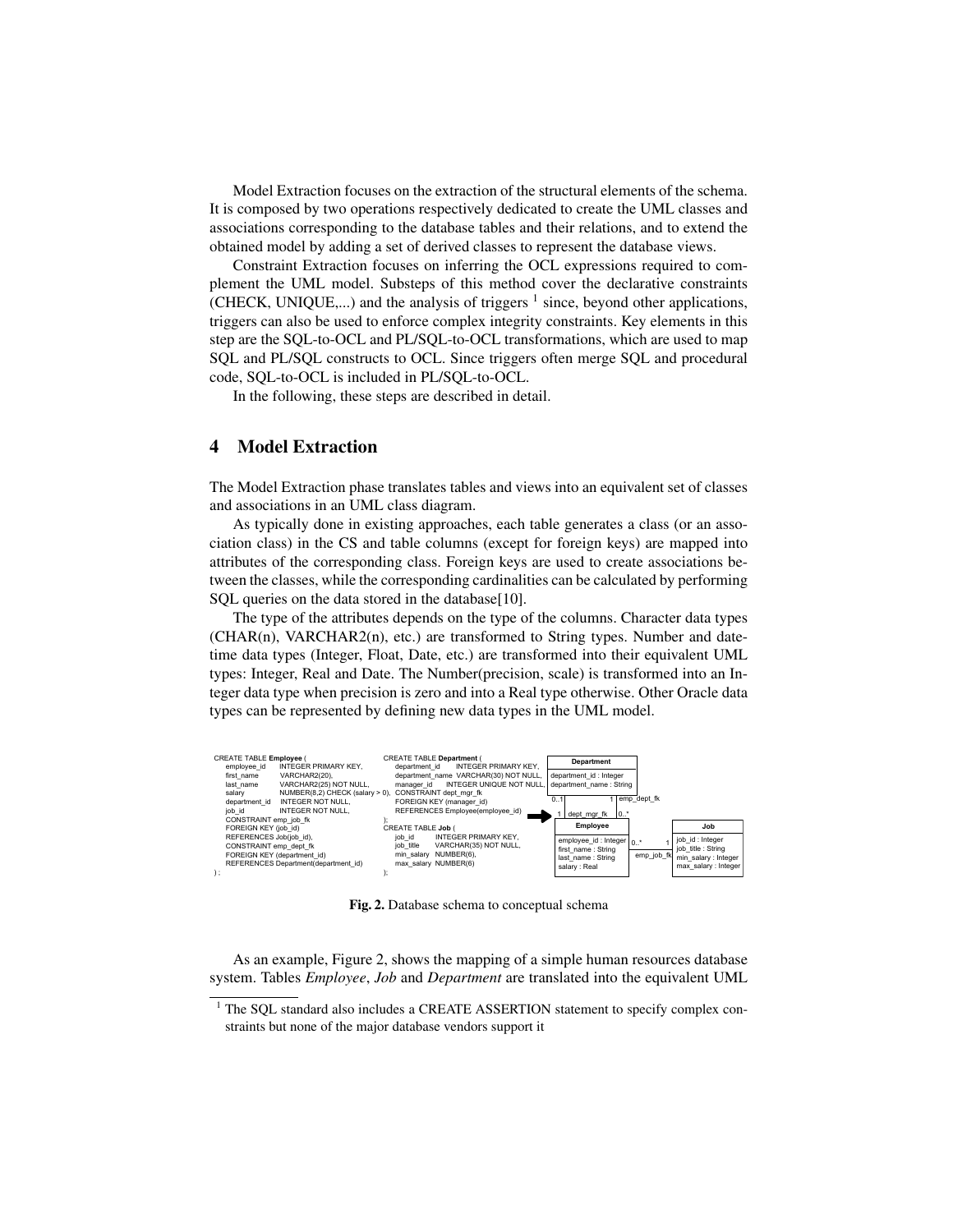Model Extraction focuses on the extraction of the structural elements of the schema. It is composed by two operations respectively dedicated to create the UML classes and associations corresponding to the database tables and their relations, and to extend the obtained model by adding a set of derived classes to represent the database views.

Constraint Extraction focuses on inferring the OCL expressions required to complement the UML model. Substeps of this method cover the declarative constraints (CHECK, UNIQUE,...) and the analysis of triggers [1] since, beyond other applications, triggers can also be used to enforce complex integrity constraints. Key elements in this step are the SQL-to-OCL and PL/SQL-to-OCL transformations, which are used to map SQL and PL/SQL constructs to OCL. Since triggers often merge SQL and procedural code, SQL-to-OCL is included in PL/SQL-to-OCL.

In the following, these steps are described in detail.

## 4 Model Extraction

The Model Extraction phase translates tables and views into an equivalent set of classes and associations in an UML class diagram.

As typically done in existing approaches, each table generates a class (or an association class) in the CS and table columns (except for foreign keys) are mapped into attributes of the corresponding class. Foreign keys are used to create associations between the classes, while the corresponding cardinalities can be calculated by performing SQL queries on the data stored in the database[10].

The type of the attributes depends on the type of the columns. Character data types (CHAR(n), VARCHAR2(n), etc.) are transformed to String types. Number and date-time data types (Integer, Float, Date, etc.) are transformed into their equivalent UML types: Integer, Real and Date. The Number(precision, scale) is transformed into an Integer data type when precision is zero and into a Real type otherwise. Other Oracle data types can be represented by defining new data types in the UML model.

```
CREATE TABLE Employee (
    employee_id     INTEGER PRIMARY KEY,
    first_name      VARCHAR2(20),
    last_name       VARCHAR2(25) NOT NULL,
    salary          NUMBER(8,2) CHECK (salary > 0),
    department_id   INTEGER NOT NULL,
    job_id          INTEGER NOT NULL,
    CONSTRAINT emp_job_fk
    FOREIGN KEY (job_id)
    REFERENCES Job(job_id),
    CONSTRAINT emp_dept_fk
    FOREIGN KEY (department_id)
    REFERENCES Department(department_id)
) ;

CREATE TABLE Department (
    department_id     INTEGER PRIMARY KEY,
    department_name   VARCHAR(30) NOT NULL,
    manager_id        INTEGER UNIQUE NOT NULL,
    CONSTRAINT dept_mgr_fk
    FOREIGN KEY (manager_id)
    REFERENCES Employee(employee_id)
);
CREATE TABLE Job (
    job_id       INTEGER PRIMARY KEY,
    job_title    VARCHAR(35) NOT NULL,
    min_salary   NUMBER(6),
    max_salary   NUMBER(6)
);
```

```
Department
  department_id : Integer
  department_name : String

Employee
  employee_id : Integer
  first_name : String
  last_name : String
  salary : Real

Job
  job_id : Integer
  job_title : String
  min_salary : Integer
  max_salary : Integer

dept_mgr_fk:  Department 0..1 — 1 Employee
emp_dept_fk:  Department 1 — 0..* Employee
emp_job_fk:   Employee 0..* — 1 Job
```

**Fig. 2.** Database schema to conceptual schema

As an example, Figure 2, shows the mapping of a simple human resources database system. Tables *Employee*, *Job* and *Department* are translated into the equivalent UML

[1] The SQL standard also includes a CREATE ASSERTION statement to specify complex constraints but none of the major database vendors support it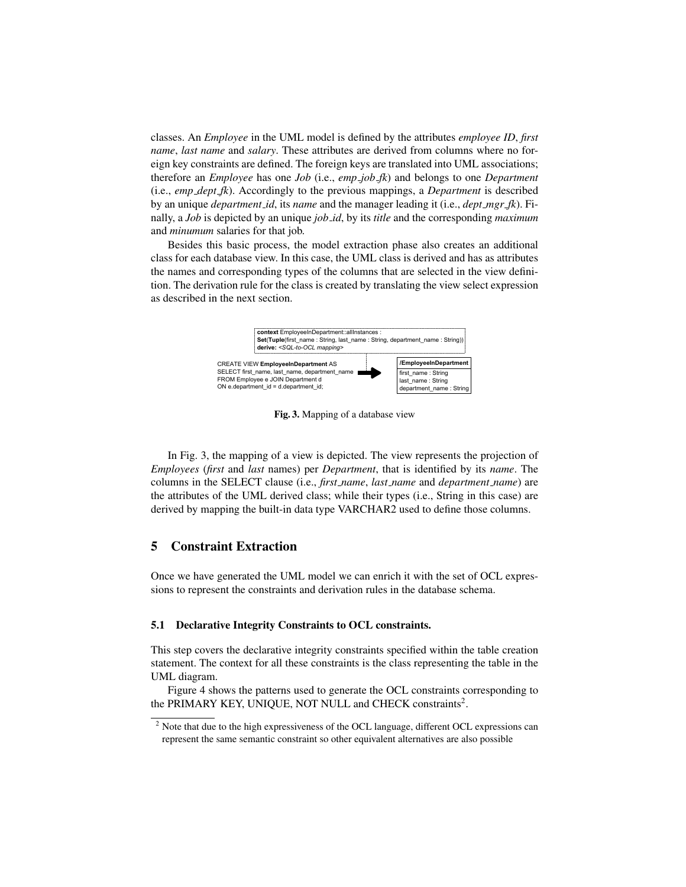classes. An *Employee* in the UML model is defined by the attributes *employee ID*, *first name*, *last name* and *salary*. These attributes are derived from columns where no foreign key constraints are defined. The foreign keys are translated into UML associations; therefore an *Employee* has one *Job* (i.e., *emp_job_fk*) and belongs to one *Department* (i.e., *emp_dept_fk*). Accordingly to the previous mappings, a *Department* is described by an unique *department_id*, its *name* and the manager leading it (i.e., *dept_mgr_fk*). Finally, a *Job* is depicted by an unique *job_id*, by its *title* and the corresponding *maximum* and *minumum* salaries for that job.

Besides this basic process, the model extraction phase also creates an additional class for each database view. In this case, the UML class is derived and has as attributes the names and corresponding types of the columns that are selected in the view definition. The derivation rule for the class is created by translating the view select expression as described in the next section.

```
context EmployeeInDepartment::allInstances :
Set(Tuple(first_name : String, last_name : String, department_name : String))
derive: <SQL-to-OCL mapping>
```

```
CREATE VIEW EmployeeInDepartment AS
SELECT first_name, last_name, department_name
FROM Employee e JOIN Department d
ON e.department_id = d.department_id;
```

```
/EmployeeInDepartment
first_name : String
last_name : String
department_name : String
```

**Fig. 3.** Mapping of a database view

In Fig. 3, the mapping of a view is depicted. The view represents the projection of *Employees* (*first* and *last* names) per *Department*, that is identified by its *name*. The columns in the SELECT clause (i.e., *first_name*, *last_name* and *department_name*) are the attributes of the UML derived class; while their types (i.e., String in this case) are derived by mapping the built-in data type VARCHAR2 used to define those columns.

## 5 Constraint Extraction

Once we have generated the UML model we can enrich it with the set of OCL expressions to represent the constraints and derivation rules in the database schema.

### 5.1 Declarative Integrity Constraints to OCL constraints.

This step covers the declarative integrity constraints specified within the table creation statement. The context for all these constraints is the class representing the table in the UML diagram.

Figure 4 shows the patterns used to generate the OCL constraints corresponding to the PRIMARY KEY, UNIQUE, NOT NULL and CHECK constraints[2].

[2] Note that due to the high expressiveness of the OCL language, different OCL expressions can represent the same semantic constraint so other equivalent alternatives are also possible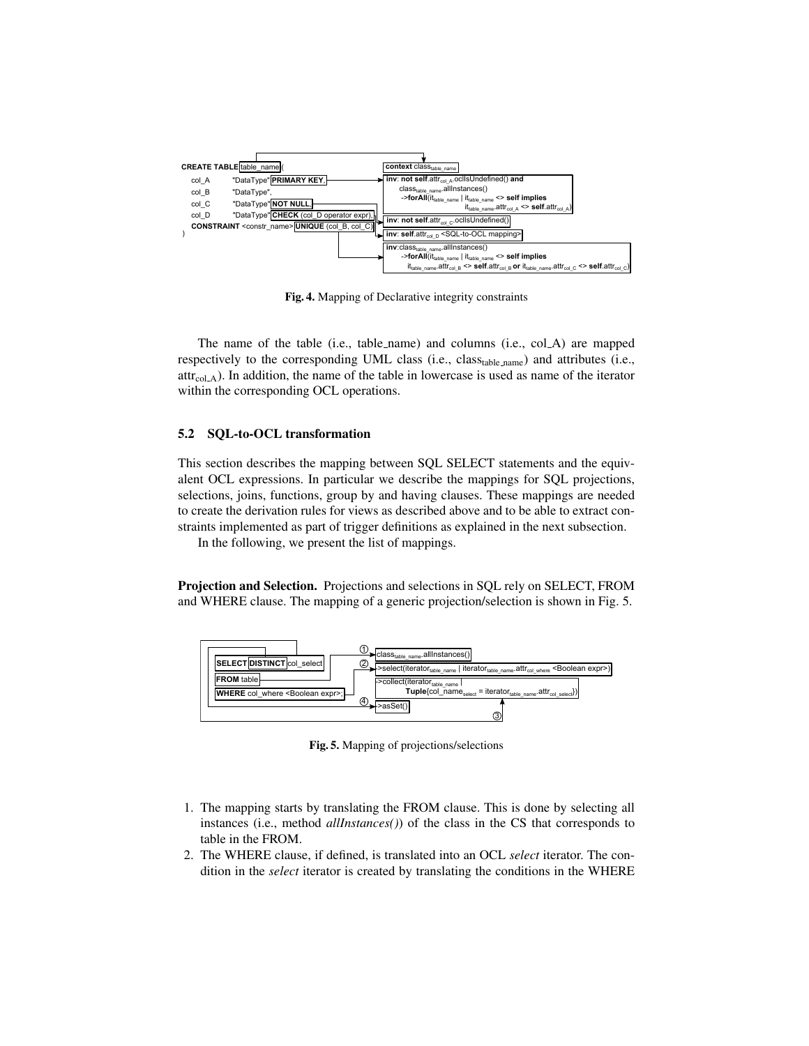```
CREATE TABLE table_name (
    col_A    "DataType" PRIMARY KEY,
    col_B    "DataType",
    col_C    "DataType" NOT NULL,
    col_D    "DataType" CHECK (col_D operator expr),
    CONSTRAINT <constr_name> UNIQUE (col_B, col_C)
)
```

```
context class_table_name
inv: not self.attr_col_A.oclIsUndefined() and
     class_table_name.allInstances()
     ->forAll(it_table_name | it_table_name <> self implies
                it_table_name.attr_col_A <> self.attr_col_A)
inv: not self.attr_col_C.oclIsUndefined()
inv: self.attr_col_D <SQL-to-OCL mapping>
inv: class_table_name.allInstances()
     ->forAll(it_table_name | it_table_name <> self implies
        it_table_name.attr_col_B <> self.attr_col_B or it_table_name.attr_col_C <> self.attr_col_C)
```

**Fig. 4.** Mapping of Declarative integrity constraints

The name of the table (i.e., table_name) and columns (i.e., col_A) are mapped respectively to the corresponding UML class (i.e., $\text{class}_{\text{table\_name}}$) and attributes (i.e., $\text{attr}_{\text{col\_A}}$). In addition, the name of the table in lowercase is used as name of the iterator within the corresponding OCL operations.

### 5.2 SQL-to-OCL transformation

This section describes the mapping between SQL SELECT statements and the equivalent OCL expressions. In particular we describe the mappings for SQL projections, selections, joins, functions, group by and having clauses. These mappings are needed to create the derivation rules for views as described above and to be able to extract constraints implemented as part of trigger definitions as explained in the next subsection.

In the following, we present the list of mappings.

**Projection and Selection.** Projections and selections in SQL rely on SELECT, FROM and WHERE clause. The mapping of a generic projection/selection is shown in Fig. 5.

```
SELECT DISTINCT col_select
FROM table
WHERE col_where <Boolean expr>;
```

```
① class_table_name.allInstances()
② ->select(iterator_table_name | iterator_table_name.attr_col_where <Boolean expr>)
③ ->collect(iterator_table_name |
        Tuple{col_name_select = iterator_table_name.attr_col_select})
④ ->asSet()
```

**Fig. 5.** Mapping of projections/selections

1. The mapping starts by translating the FROM clause. This is done by selecting all instances (i.e., method *allInstances()*) of the class in the CS that corresponds to table in the FROM.
2. The WHERE clause, if defined, is translated into an OCL *select* iterator. The condition in the *select* iterator is created by translating the conditions in the WHERE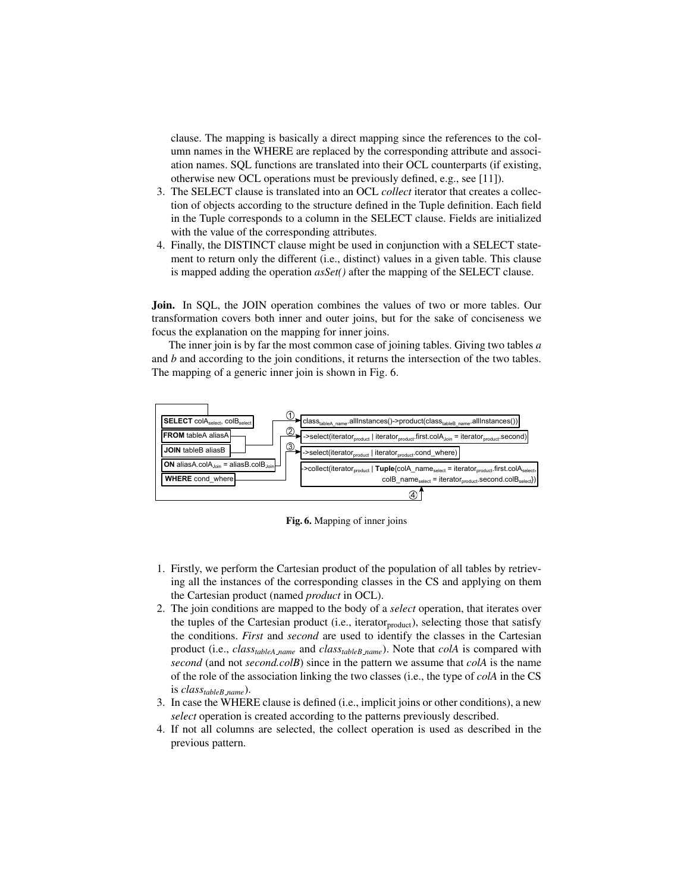clause. The mapping is basically a direct mapping since the references to the column names in the WHERE are replaced by the corresponding attribute and association names. SQL functions are translated into their OCL counterparts (if existing, otherwise new OCL operations must be previously defined, e.g., see [11]).

3. The SELECT clause is translated into an OCL *collect* iterator that creates a collection of objects according to the structure defined in the Tuple definition. Each field in the Tuple corresponds to a column in the SELECT clause. Fields are initialized with the value of the corresponding attributes.
4. Finally, the DISTINCT clause might be used in conjunction with a SELECT statement to return only the different (i.e., distinct) values in a given table. This clause is mapped adding the operation *asSet()* after the mapping of the SELECT clause.

**Join.** In SQL, the JOIN operation combines the values of two or more tables. Our transformation covers both inner and outer joins, but for the sake of conciseness we focus the explanation on the mapping for inner joins.

The inner join is by far the most common case of joining tables. Giving two tables *a* and *b* and according to the join conditions, it returns the intersection of the two tables. The mapping of a generic inner join is shown in Fig. 6.

```
SELECT colA_select, colB_select          ① class_tableA_name.allInstances()->product(class_tableB_name.allInstances())
FROM tableA aliasA                       ② ->select(iterator_product | iterator_product.first.colA_Join = iterator_product.second)
JOIN tableB aliasB                       ③ ->select(iterator_product | iterator_product.cond_where)
ON aliasA.colA_Join = aliasB.colB_Join     ->collect(iterator_product | Tuple{colA_name_select = iterator_product.first.colA_select,
WHERE cond_where                                                           colB_name_select = iterator_product.second.colB_select})
                                         ④
```

**Fig. 6.** Mapping of inner joins

1. Firstly, we perform the Cartesian product of the population of all tables by retrieving all the instances of the corresponding classes in the CS and applying on them the Cartesian product (named *product* in OCL).
2. The join conditions are mapped to the body of a *select* operation, that iterates over the tuples of the Cartesian product (i.e., $\text{iterator}_{\text{product}}$), selecting those that satisfy the conditions. *First* and *second* are used to identify the classes in the Cartesian product (i.e., $class_{tableA\_name}$ and $class_{tableB\_name}$). Note that *colA* is compared with *second* (and not *second.colB*) since in the pattern we assume that *colA* is the name of the role of the association linking the two classes (i.e., the type of *colA* in the CS is $class_{tableB\_name}$).
3. In case the WHERE clause is defined (i.e., implicit joins or other conditions), a new *select* operation is created according to the patterns previously described.
4. If not all columns are selected, the collect operation is used as described in the previous pattern.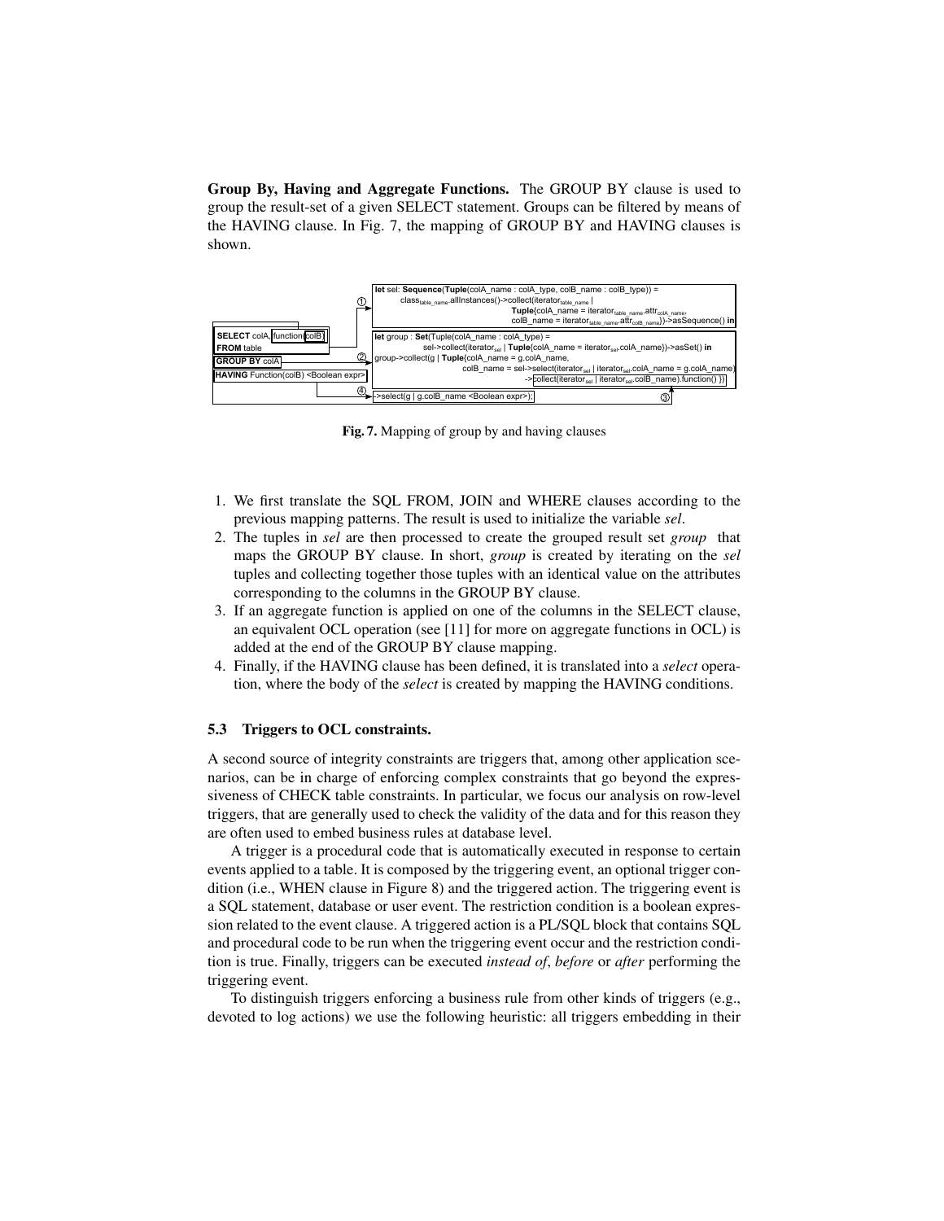**Group By, Having and Aggregate Functions.** The GROUP BY clause is used to group the result-set of a given SELECT statement. Groups can be filtered by means of the HAVING clause. In Fig. 7, the mapping of GROUP BY and HAVING clauses is shown.

```
SELECT colA, function(colB)
FROM table
GROUP BY colA
HAVING Function(colB) <Boolean expr>

① let sel: Sequence(Tuple(colA_name : colA_type, colB_name : colB_type)) =
       class_table_name.allInstances()->collect(iterator_table_name |
                         Tuple{colA_name = iterator_table_name.attr_colA_name,
                               colB_name = iterator_table_name.attr_colB_name})->asSequence() in

② let group : Set(Tuple(colA_name : colA_type) =
          sel->collect(iterator_sel | Tuple{colA_name = iterator_sel.colA_name})->asSet() in
   group->collect(g | Tuple{colA_name = g.colA_name,
                 colB_name = sel->select(iterator_sel | iterator_sel.colA_name = g.colA_name)
③                  ->collect(iterator_sel | iterator_sel.colB_name).function() })

④ ->select(g | g.colB_name <Boolean expr>);
```

**Fig. 7.** Mapping of group by and having clauses

1. We first translate the SQL FROM, JOIN and WHERE clauses according to the previous mapping patterns. The result is used to initialize the variable *sel*.
2. The tuples in *sel* are then processed to create the grouped result set *group* that maps the GROUP BY clause. In short, *group* is created by iterating on the *sel* tuples and collecting together those tuples with an identical value on the attributes corresponding to the columns in the GROUP BY clause.
3. If an aggregate function is applied on one of the columns in the SELECT clause, an equivalent OCL operation (see [11] for more on aggregate functions in OCL) is added at the end of the GROUP BY clause mapping.
4. Finally, if the HAVING clause has been defined, it is translated into a *select* operation, where the body of the *select* is created by mapping the HAVING conditions.

### 5.3 Triggers to OCL constraints.

A second source of integrity constraints are triggers that, among other application scenarios, can be in charge of enforcing complex constraints that go beyond the expressiveness of CHECK table constraints. In particular, we focus our analysis on row-level triggers, that are generally used to check the validity of the data and for this reason they are often used to embed business rules at database level.

A trigger is a procedural code that is automatically executed in response to certain events applied to a table. It is composed by the triggering event, an optional trigger condition (i.e., WHEN clause in Figure 8) and the triggered action. The triggering event is a SQL statement, database or user event. The restriction condition is a boolean expression related to the event clause. A triggered action is a PL/SQL block that contains SQL and procedural code to be run when the triggering event occur and the restriction condition is true. Finally, triggers can be executed *instead of*, *before* or *after* performing the triggering event.

To distinguish triggers enforcing a business rule from other kinds of triggers (e.g., devoted to log actions) we use the following heuristic: all triggers embedding in their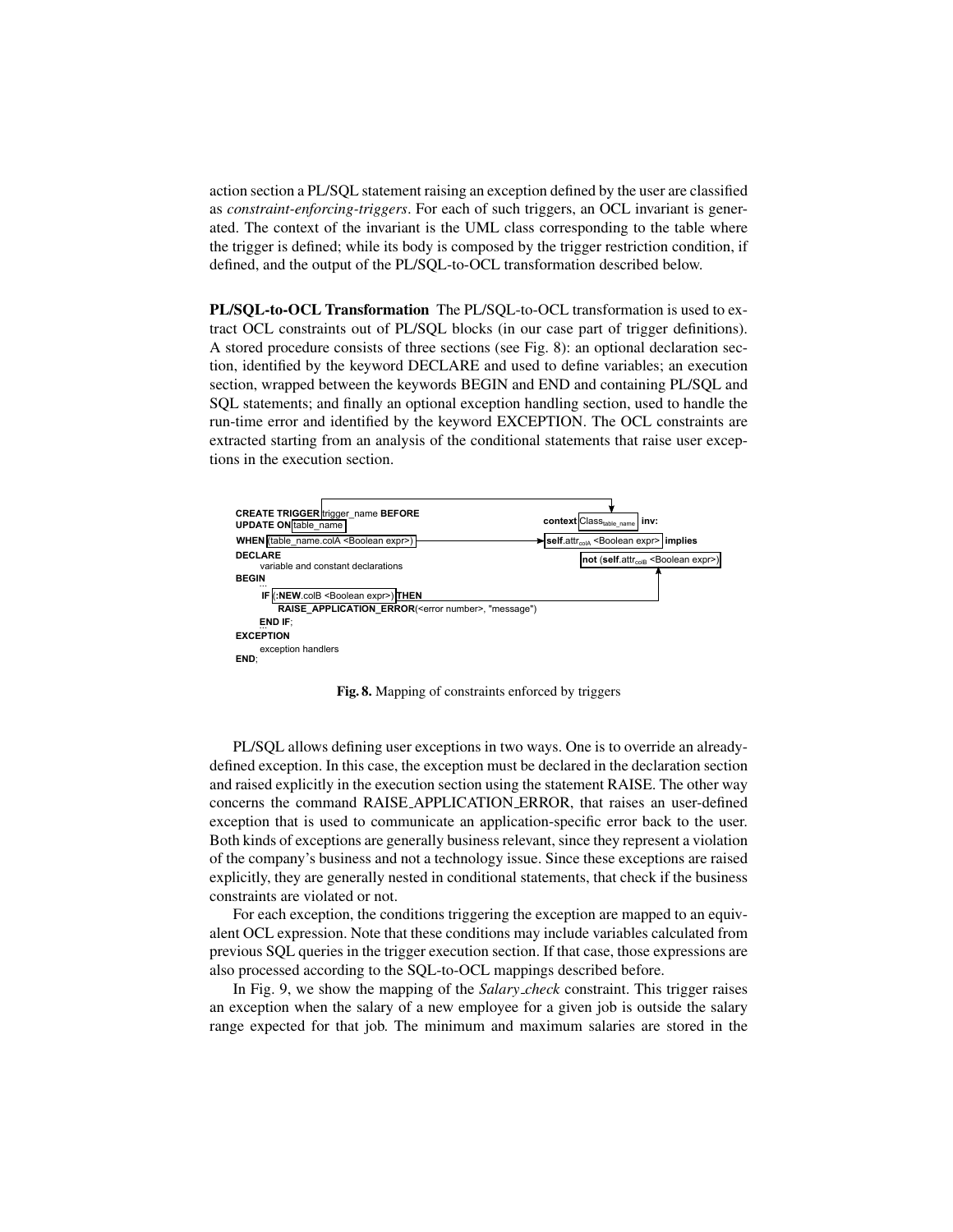action section a PL/SQL statement raising an exception defined by the user are classified as *constraint-enforcing-triggers*. For each of such triggers, an OCL invariant is generated. The context of the invariant is the UML class corresponding to the table where the trigger is defined; while its body is composed by the trigger restriction condition, if defined, and the output of the PL/SQL-to-OCL transformation described below.

**PL/SQL-to-OCL Transformation** The PL/SQL-to-OCL transformation is used to extract OCL constraints out of PL/SQL blocks (in our case part of trigger definitions). A stored procedure consists of three sections (see Fig. 8): an optional declaration section, identified by the keyword DECLARE and used to define variables; an execution section, wrapped between the keywords BEGIN and END and containing PL/SQL and SQL statements; and finally an optional exception handling section, used to handle the run-time error and identified by the keyword EXCEPTION. The OCL constraints are extracted starting from an analysis of the conditional statements that raise user exceptions in the execution section.

```
CREATE TRIGGER trigger_name BEFORE
UPDATE ON table_name
WHEN (table_name.colA <Boolean expr>)
DECLARE
    variable and constant declarations
BEGIN
    ...
    IF (:NEW.colB <Boolean expr>) THEN
        RAISE_APPLICATION_ERROR(<error number>, "message")
    END IF;
    ...
EXCEPTION
    exception handlers
END;
```

```
context Class_table_name inv:
self.attr_colA <Boolean expr> implies
    not (self.attr_colB <Boolean expr>)
```

Fig. 8. Mapping of constraints enforced by triggers

PL/SQL allows defining user exceptions in two ways. One is to override an already-defined exception. In this case, the exception must be declared in the declaration section and raised explicitly in the execution section using the statement RAISE. The other way concerns the command RAISE_APPLICATION_ERROR, that raises an user-defined exception that is used to communicate an application-specific error back to the user. Both kinds of exceptions are generally business relevant, since they represent a violation of the company's business and not a technology issue. Since these exceptions are raised explicitly, they are generally nested in conditional statements, that check if the business constraints are violated or not.

For each exception, the conditions triggering the exception are mapped to an equivalent OCL expression. Note that these conditions may include variables calculated from previous SQL queries in the trigger execution section. If that case, those expressions are also processed according to the SQL-to-OCL mappings described before.

In Fig. 9, we show the mapping of the *Salary_check* constraint. This trigger raises an exception when the salary of a new employee for a given job is outside the salary range expected for that job. The minimum and maximum salaries are stored in the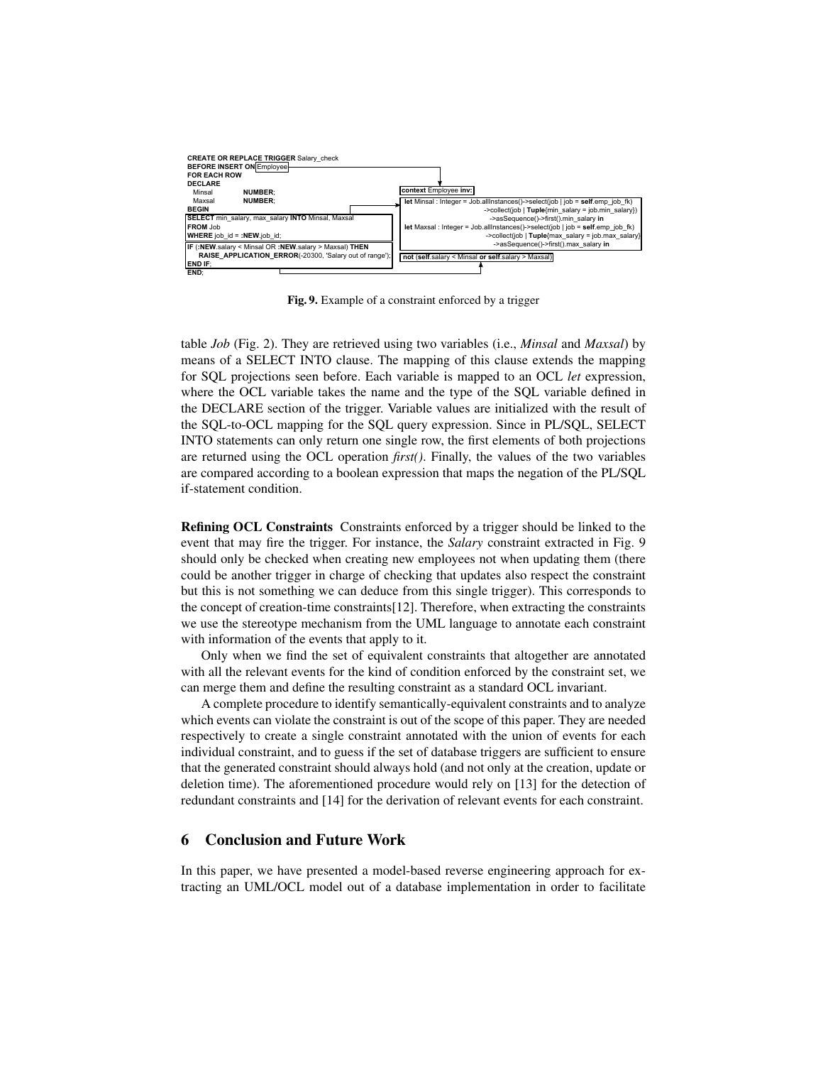```
CREATE OR REPLACE TRIGGER Salary_check
BEFORE INSERT ON Employee
FOR EACH ROW
DECLARE
  Minsal        NUMBER;
  Maxsal        NUMBER;
BEGIN
SELECT min_salary, max_salary INTO Minsal, Maxsal
FROM Job
WHERE job_id = :NEW.job_id;
IF (:NEW.salary < Minsal OR :NEW.salary > Maxsal) THEN
    RAISE_APPLICATION_ERROR(-20300, 'Salary out of range');
END IF;
END;
```

```
context Employee inv:
let Minsal : Integer = Job.allInstances()->select(job | job = self.emp_job_fk)
                                ->collect(job | Tuple{min_salary = job.min_salary})
                                ->asSequence()->first().min_salary in
let Maxsal : Integer = Job.allInstances()->select(job | job = self.emp_job_fk)
                                ->collect(job | Tuple{max_salary = job.max_salary})
                                ->asSequence()->first().max_salary in
not (self.salary < Minsal or self.salary > Maxsal)
```

**Fig. 9.** Example of a constraint enforced by a trigger

table *Job* (Fig. 2). They are retrieved using two variables (i.e., *Minsal* and *Maxsal*) by means of a SELECT INTO clause. The mapping of this clause extends the mapping for SQL projections seen before. Each variable is mapped to an OCL *let* expression, where the OCL variable takes the name and the type of the SQL variable defined in the DECLARE section of the trigger. Variable values are initialized with the result of the SQL-to-OCL mapping for the SQL query expression. Since in PL/SQL, SELECT INTO statements can only return one single row, the first elements of both projections are returned using the OCL operation *first()*. Finally, the values of the two variables are compared according to a boolean expression that maps the negation of the PL/SQL if-statement condition.

**Refining OCL Constraints** Constraints enforced by a trigger should be linked to the event that may fire the trigger. For instance, the *Salary* constraint extracted in Fig. 9 should only be checked when creating new employees not when updating them (there could be another trigger in charge of checking that updates also respect the constraint but this is not something we can deduce from this single trigger). This corresponds to the concept of creation-time constraints[12]. Therefore, when extracting the constraints we use the stereotype mechanism from the UML language to annotate each constraint with information of the events that apply to it.

Only when we find the set of equivalent constraints that altogether are annotated with all the relevant events for the kind of condition enforced by the constraint set, we can merge them and define the resulting constraint as a standard OCL invariant.

A complete procedure to identify semantically-equivalent constraints and to analyze which events can violate the constraint is out of the scope of this paper. They are needed respectively to create a single constraint annotated with the union of events for each individual constraint, and to guess if the set of database triggers are sufficient to ensure that the generated constraint should always hold (and not only at the creation, update or deletion time). The aforementioned procedure would rely on [13] for the detection of redundant constraints and [14] for the derivation of relevant events for each constraint.

## 6 Conclusion and Future Work

In this paper, we have presented a model-based reverse engineering approach for extracting an UML/OCL model out of a database implementation in order to facilitate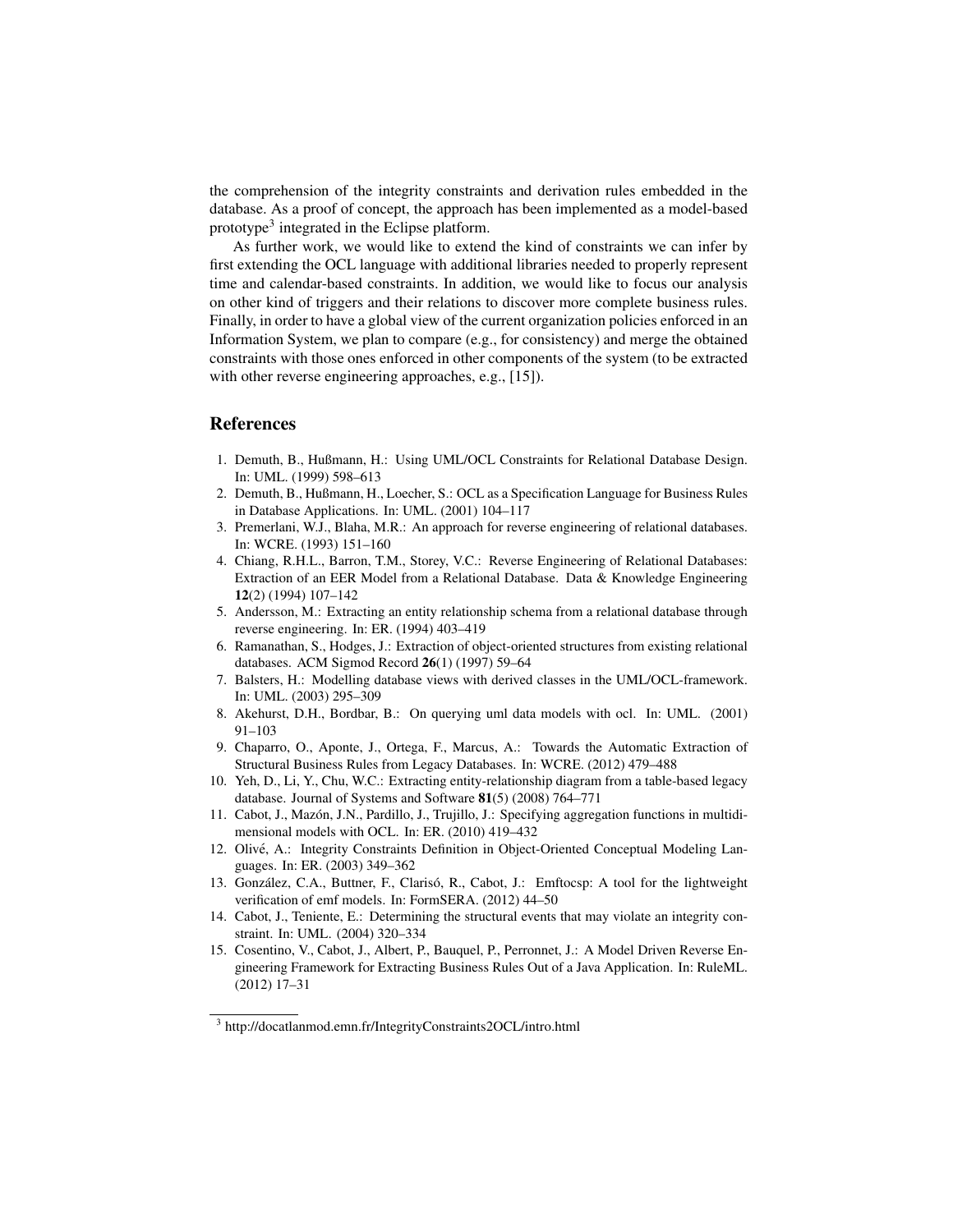the comprehension of the integrity constraints and derivation rules embedded in the database. As a proof of concept, the approach has been implemented as a model-based prototype[3] integrated in the Eclipse platform.

As further work, we would like to extend the kind of constraints we can infer by first extending the OCL language with additional libraries needed to properly represent time and calendar-based constraints. In addition, we would like to focus our analysis on other kind of triggers and their relations to discover more complete business rules. Finally, in order to have a global view of the current organization policies enforced in an Information System, we plan to compare (e.g., for consistency) and merge the obtained constraints with those ones enforced in other components of the system (to be extracted with other reverse engineering approaches, e.g., [15]).

## References

1. Demuth, B., Hußmann, H.: Using UML/OCL Constraints for Relational Database Design. In: UML. (1999) 598–613
2. Demuth, B., Hußmann, H., Loecher, S.: OCL as a Specification Language for Business Rules in Database Applications. In: UML. (2001) 104–117
3. Premerlani, W.J., Blaha, M.R.: An approach for reverse engineering of relational databases. In: WCRE. (1993) 151–160
4. Chiang, R.H.L., Barron, T.M., Storey, V.C.: Reverse Engineering of Relational Databases: Extraction of an EER Model from a Relational Database. Data & Knowledge Engineering **12**(2) (1994) 107–142
5. Andersson, M.: Extracting an entity relationship schema from a relational database through reverse engineering. In: ER. (1994) 403–419
6. Ramanathan, S., Hodges, J.: Extraction of object-oriented structures from existing relational databases. ACM Sigmod Record **26**(1) (1997) 59–64
7. Balsters, H.: Modelling database views with derived classes in the UML/OCL-framework. In: UML. (2003) 295–309
8. Akehurst, D.H., Bordbar, B.: On querying uml data models with ocl. In: UML. (2001) 91–103
9. Chaparro, O., Aponte, J., Ortega, F., Marcus, A.: Towards the Automatic Extraction of Structural Business Rules from Legacy Databases. In: WCRE. (2012) 479–488
10. Yeh, D., Li, Y., Chu, W.C.: Extracting entity-relationship diagram from a table-based legacy database. Journal of Systems and Software **81**(5) (2008) 764–771
11. Cabot, J., Mazón, J.N., Pardillo, J., Trujillo, J.: Specifying aggregation functions in multidimensional models with OCL. In: ER. (2010) 419–432
12. Olivé, A.: Integrity Constraints Definition in Object-Oriented Conceptual Modeling Languages. In: ER. (2003) 349–362
13. González, C.A., Buttner, F., Clarisó, R., Cabot, J.: Emftocsp: A tool for the lightweight verification of emf models. In: FormSERA. (2012) 44–50
14. Cabot, J., Teniente, E.: Determining the structural events that may violate an integrity constraint. In: UML. (2004) 320–334
15. Cosentino, V., Cabot, J., Albert, P., Bauquel, P., Perronnet, J.: A Model Driven Reverse Engineering Framework for Extracting Business Rules Out of a Java Application. In: RuleML. (2012) 17–31

[3] http://docatlanmod.emn.fr/IntegrityConstraints2OCL/intro.html